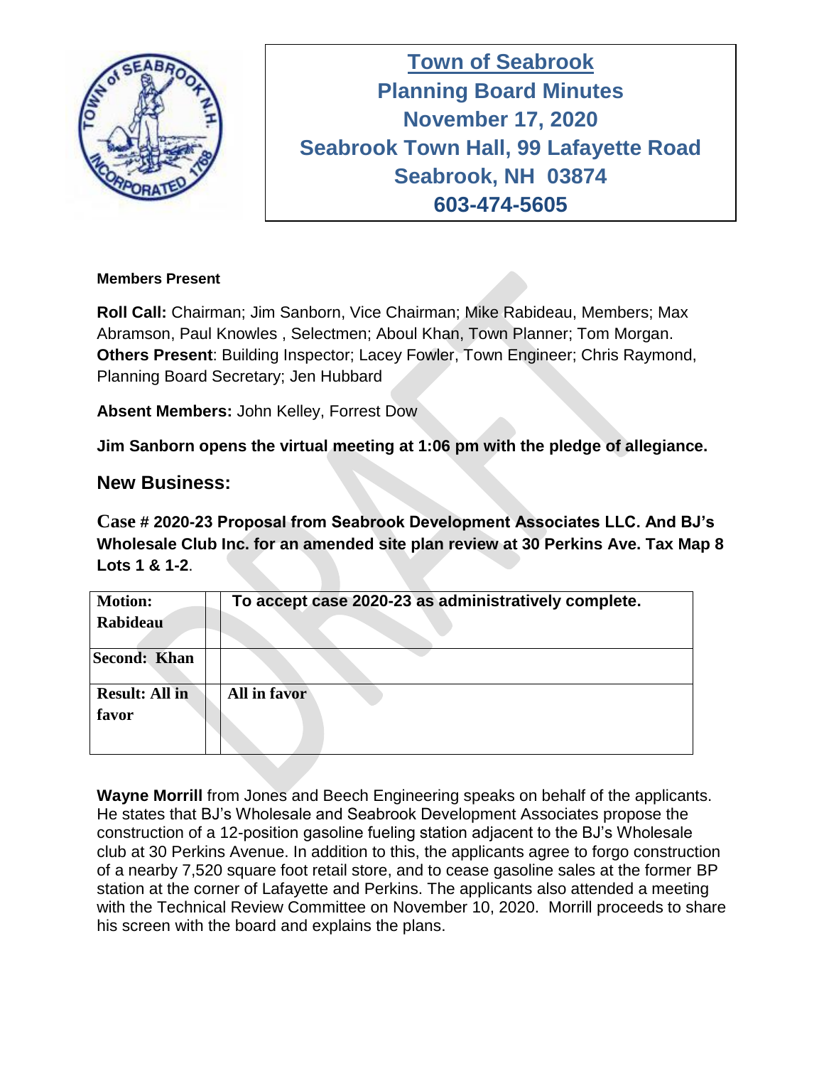# Town of Seabrook
## Planning Board Minutes
## November 17, 2020
## Seabrook Town Hall, 99 Lafayette Road
## Seabrook, NH 03874
## 603-474-5605

**Members Present**

**Roll Call:** Chairman; Jim Sanborn, Vice Chairman; Mike Rabideau, Members; Max Abramson, Paul Knowles , Selectmen; Aboul Khan, Town Planner; Tom Morgan.
**Others Present**: Building Inspector; Lacey Fowler, Town Engineer; Chris Raymond, Planning Board Secretary; Jen Hubbard

**Absent Members:** John Kelley, Forrest Dow

**Jim Sanborn opens the virtual meeting at 1:06 pm with the pledge of allegiance.**

## New Business:

**Case # 2020-23 Proposal from Seabrook Development Associates LLC. And BJ's Wholesale Club Inc. for an amended site plan review at 30 Perkins Ave. Tax Map 8 Lots 1 & 1-2**.

| Motion: Rabideau | | To accept case 2020-23 as administratively complete. |
|---|---|---|
| Second: Khan | | |
| Result: All in favor | | All in favor |

**Wayne Morrill** from Jones and Beech Engineering speaks on behalf of the applicants. He states that BJ's Wholesale and Seabrook Development Associates propose the construction of a 12-position gasoline fueling station adjacent to the BJ's Wholesale club at 30 Perkins Avenue. In addition to this, the applicants agree to forgo construction of a nearby 7,520 square foot retail store, and to cease gasoline sales at the former BP station at the corner of Lafayette and Perkins. The applicants also attended a meeting with the Technical Review Committee on November 10, 2020. Morrill proceeds to share his screen with the board and explains the plans.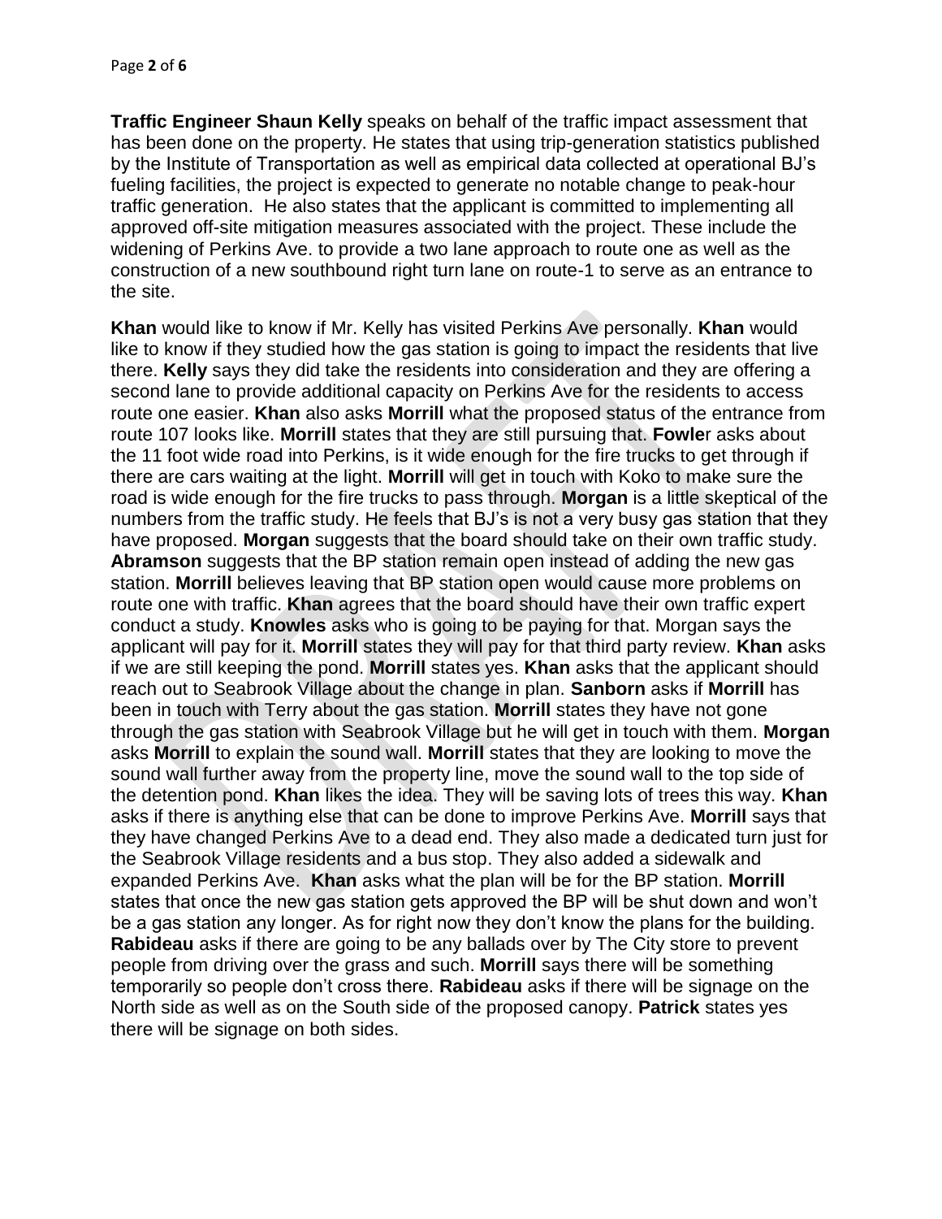**Traffic Engineer Shaun Kelly** speaks on behalf of the traffic impact assessment that has been done on the property. He states that using trip-generation statistics published by the Institute of Transportation as well as empirical data collected at operational BJ's fueling facilities, the project is expected to generate no notable change to peak-hour traffic generation. He also states that the applicant is committed to implementing all approved off-site mitigation measures associated with the project. These include the widening of Perkins Ave. to provide a two lane approach to route one as well as the construction of a new southbound right turn lane on route-1 to serve as an entrance to the site.

**Khan** would like to know if Mr. Kelly has visited Perkins Ave personally. **Khan** would like to know if they studied how the gas station is going to impact the residents that live there. **Kelly** says they did take the residents into consideration and they are offering a second lane to provide additional capacity on Perkins Ave for the residents to access route one easier. **Khan** also asks **Morrill** what the proposed status of the entrance from route 107 looks like. **Morrill** states that they are still pursuing that. **Fowle**r asks about the 11 foot wide road into Perkins, is it wide enough for the fire trucks to get through if there are cars waiting at the light. **Morrill** will get in touch with Koko to make sure the road is wide enough for the fire trucks to pass through. **Morgan** is a little skeptical of the numbers from the traffic study. He feels that BJ's is not a very busy gas station that they have proposed. **Morgan** suggests that the board should take on their own traffic study. **Abramson** suggests that the BP station remain open instead of adding the new gas station. **Morrill** believes leaving that BP station open would cause more problems on route one with traffic. **Khan** agrees that the board should have their own traffic expert conduct a study. **Knowles** asks who is going to be paying for that. Morgan says the applicant will pay for it. **Morrill** states they will pay for that third party review. **Khan** asks if we are still keeping the pond. **Morrill** states yes. **Khan** asks that the applicant should reach out to Seabrook Village about the change in plan. **Sanborn** asks if **Morrill** has been in touch with Terry about the gas station. **Morrill** states they have not gone through the gas station with Seabrook Village but he will get in touch with them. **Morgan** asks **Morrill** to explain the sound wall. **Morrill** states that they are looking to move the sound wall further away from the property line, move the sound wall to the top side of the detention pond. **Khan** likes the idea. They will be saving lots of trees this way. **Khan** asks if there is anything else that can be done to improve Perkins Ave. **Morrill** says that they have changed Perkins Ave to a dead end. They also made a dedicated turn just for the Seabrook Village residents and a bus stop. They also added a sidewalk and expanded Perkins Ave. **Khan** asks what the plan will be for the BP station. **Morrill** states that once the new gas station gets approved the BP will be shut down and won't be a gas station any longer. As for right now they don't know the plans for the building. **Rabideau** asks if there are going to be any ballads over by The City store to prevent people from driving over the grass and such. **Morrill** says there will be something temporarily so people don't cross there. **Rabideau** asks if there will be signage on the North side as well as on the South side of the proposed canopy. **Patrick** states yes there will be signage on both sides.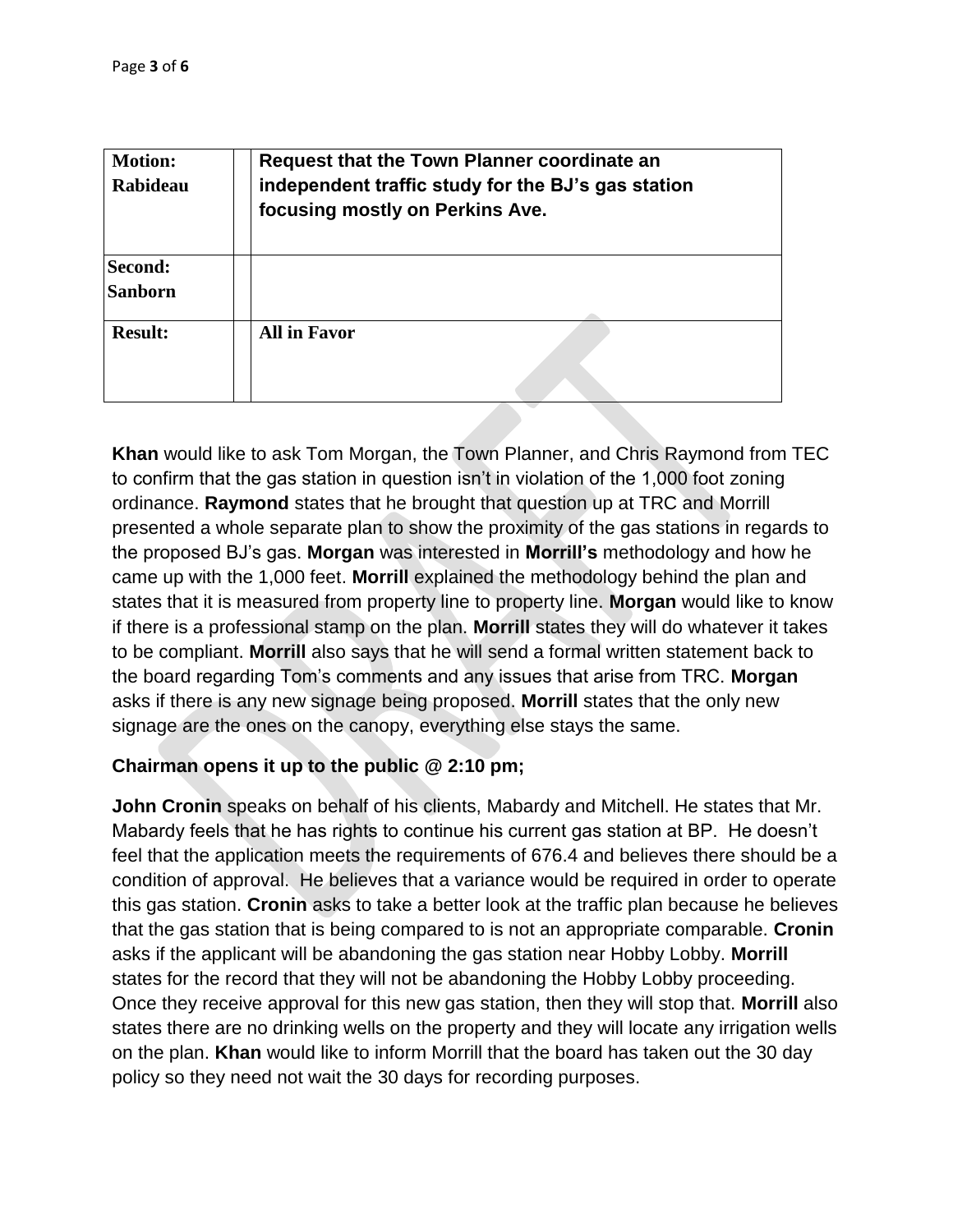| **Motion: Rabideau** | | **Request that the Town Planner coordinate an independent traffic study for the BJ's gas station focusing mostly on Perkins Ave.** |
|---|---|---|
| **Second: Sanborn** | | |
| **Result:** | | **All in Favor** |

**Khan** would like to ask Tom Morgan, the Town Planner, and Chris Raymond from TEC to confirm that the gas station in question isn't in violation of the 1,000 foot zoning ordinance. **Raymond** states that he brought that question up at TRC and Morrill presented a whole separate plan to show the proximity of the gas stations in regards to the proposed BJ's gas. **Morgan** was interested in **Morrill's** methodology and how he came up with the 1,000 feet. **Morrill** explained the methodology behind the plan and states that it is measured from property line to property line. **Morgan** would like to know if there is a professional stamp on the plan. **Morrill** states they will do whatever it takes to be compliant. **Morrill** also says that he will send a formal written statement back to the board regarding Tom's comments and any issues that arise from TRC. **Morgan** asks if there is any new signage being proposed. **Morrill** states that the only new signage are the ones on the canopy, everything else stays the same.

**Chairman opens it up to the public @ 2:10 pm;**

**John Cronin** speaks on behalf of his clients, Mabardy and Mitchell. He states that Mr. Mabardy feels that he has rights to continue his current gas station at BP. He doesn't feel that the application meets the requirements of 676.4 and believes there should be a condition of approval. He believes that a variance would be required in order to operate this gas station. **Cronin** asks to take a better look at the traffic plan because he believes that the gas station that is being compared to is not an appropriate comparable. **Cronin** asks if the applicant will be abandoning the gas station near Hobby Lobby. **Morrill** states for the record that they will not be abandoning the Hobby Lobby proceeding. Once they receive approval for this new gas station, then they will stop that. **Morrill** also states there are no drinking wells on the property and they will locate any irrigation wells on the plan. **Khan** would like to inform Morrill that the board has taken out the 30 day policy so they need not wait the 30 days for recording purposes.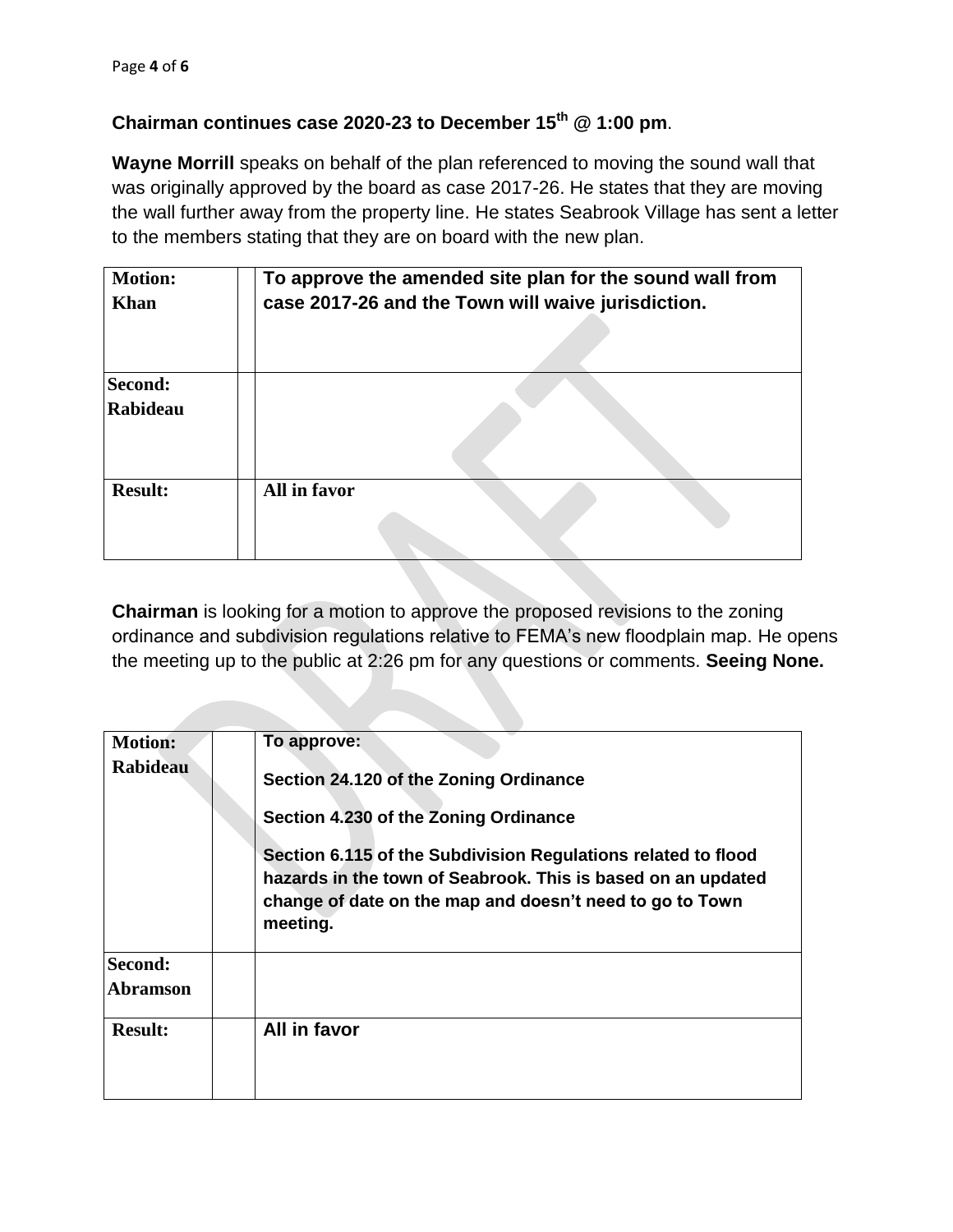**Chairman continues case 2020-23 to December 15th @ 1:00 pm**.

**Wayne Morrill** speaks on behalf of the plan referenced to moving the sound wall that was originally approved by the board as case 2017-26. He states that they are moving the wall further away from the property line. He states Seabrook Village has sent a letter to the members stating that they are on board with the new plan.

| | | |
|---|---|---|
| **Motion: Khan** | | **To approve the amended site plan for the sound wall from case 2017-26 and the Town will waive jurisdiction.** |
| **Second: Rabideau** | | |
| **Result:** | | **All in favor** |

**Chairman** is looking for a motion to approve the proposed revisions to the zoning ordinance and subdivision regulations relative to FEMA's new floodplain map. He opens the meeting up to the public at 2:26 pm for any questions or comments. **Seeing None.**

| | | |
|---|---|---|
| **Motion: Rabideau** | | **To approve:** <br> **Section 24.120 of the Zoning Ordinance** <br> **Section 4.230 of the Zoning Ordinance** <br> **Section 6.115 of the Subdivision Regulations related to flood hazards in the town of Seabrook. This is based on an updated change of date on the map and doesn't need to go to Town meeting.** |
| **Second: Abramson** | | |
| **Result:** | | **All in favor** |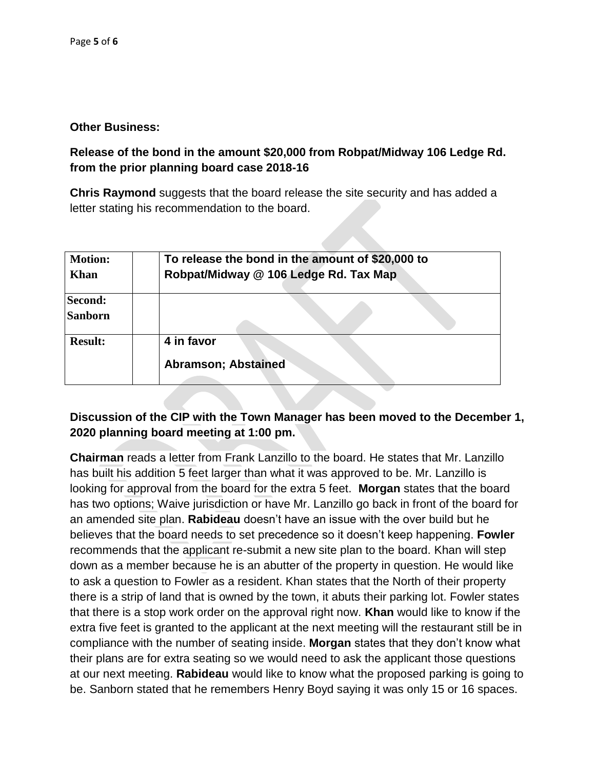**Other Business:**

**Release of the bond in the amount $20,000 from Robpat/Midway 106 Ledge Rd. from the prior planning board case 2018-16**

**Chris Raymond** suggests that the board release the site security and has added a letter stating his recommendation to the board.

| **Motion: Khan** | | **To release the bond in the amount of $20,000 to Robpat/Midway @ 106 Ledge Rd. Tax Map** |
|---|---|---|
| **Second: Sanborn** | | |
| **Result:** | | **4 in favor**<br>**Abramson; Abstained** |

**Discussion of the CIP with the Town Manager has been moved to the December 1, 2020 planning board meeting at 1:00 pm.**

**Chairman** reads a letter from Frank Lanzillo to the board. He states that Mr. Lanzillo has built his addition 5 feet larger than what it was approved to be. Mr. Lanzillo is looking for approval from the board for the extra 5 feet. **Morgan** states that the board has two options; Waive jurisdiction or have Mr. Lanzillo go back in front of the board for an amended site plan. **Rabideau** doesn't have an issue with the over build but he believes that the board needs to set precedence so it doesn't keep happening. **Fowler** recommends that the applicant re-submit a new site plan to the board. Khan will step down as a member because he is an abutter of the property in question. He would like to ask a question to Fowler as a resident. Khan states that the North of their property there is a strip of land that is owned by the town, it abuts their parking lot. Fowler states that there is a stop work order on the approval right now. **Khan** would like to know if the extra five feet is granted to the applicant at the next meeting will the restaurant still be in compliance with the number of seating inside. **Morgan** states that they don't know what their plans are for extra seating so we would need to ask the applicant those questions at our next meeting. **Rabideau** would like to know what the proposed parking is going to be. Sanborn stated that he remembers Henry Boyd saying it was only 15 or 16 spaces.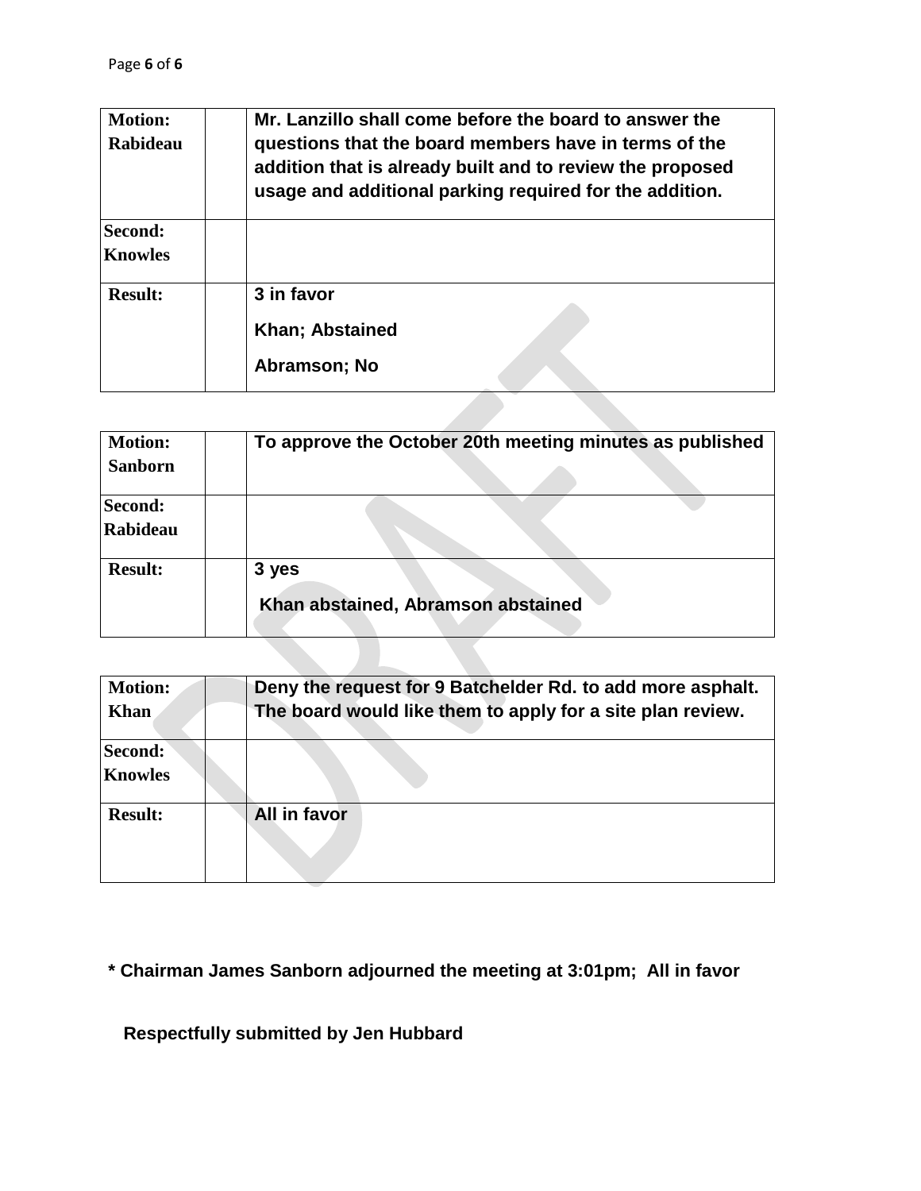| | | |
|---|---|---|
| **Motion: Rabideau** | | **Mr. Lanzillo shall come before the board to answer the questions that the board members have in terms of the addition that is already built and to review the proposed usage and additional parking required for the addition.** |
| **Second: Knowles** | | |
| **Result:** | | **3 in favor**<br>**Khan; Abstained**<br>**Abramson; No** |

| | | |
|---|---|---|
| **Motion: Sanborn** | | **To approve the October 20th meeting minutes as published** |
| **Second: Rabideau** | | |
| **Result:** | | **3 yes**<br>**Khan abstained, Abramson abstained** |

| | | |
|---|---|---|
| **Motion: Khan** | | **Deny the request for 9 Batchelder Rd. to add more asphalt. The board would like them to apply for a site plan review.** |
| **Second: Knowles** | | |
| **Result:** | | **All in favor** |

**\* Chairman James Sanborn adjourned the meeting at 3:01pm; All in favor**

**Respectfully submitted by Jen Hubbard**